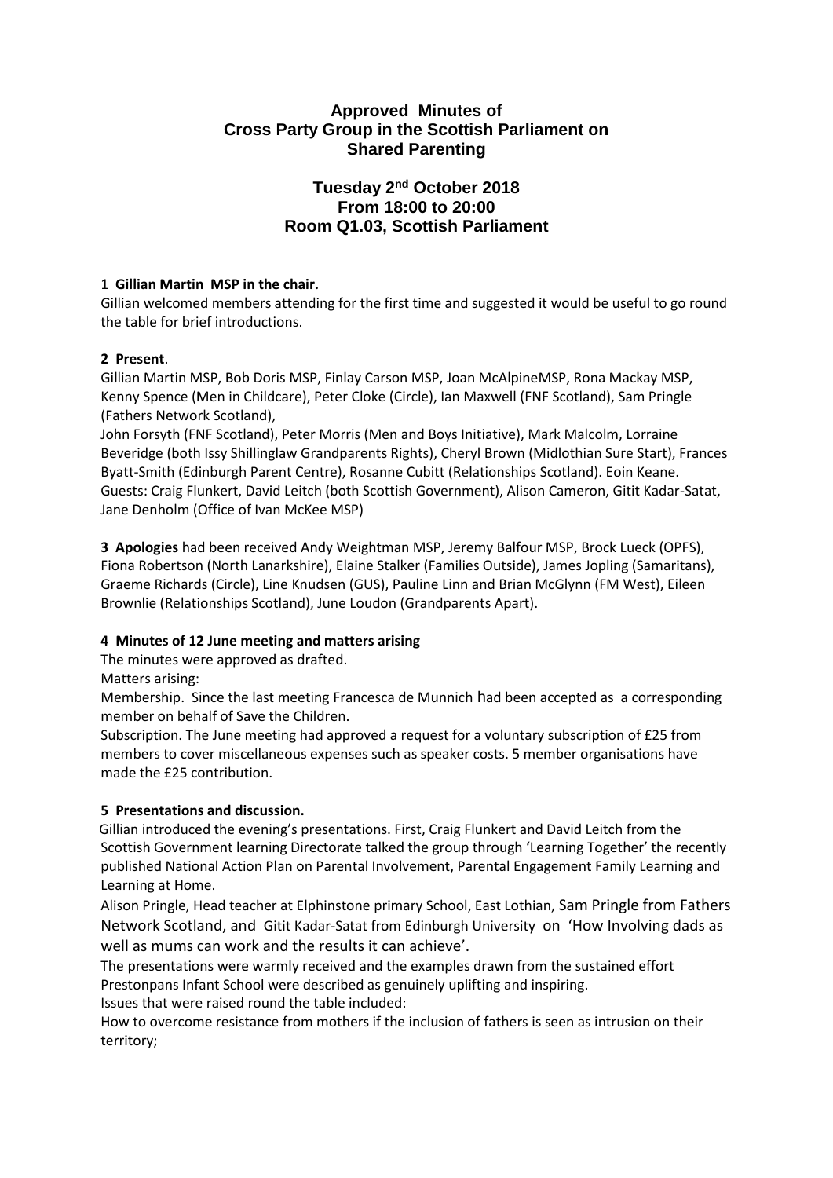# Approved Minutes of Cross Party Group in the Scottish Parliament on Shared Parenting

## Tuesday 2nd October 2018
## From 18:00 to 20:00
## Room Q1.03, Scottish Parliament

1 **Gillian Martin MSP in the chair.**

Gillian welcomed members attending for the first time and suggested it would be useful to go round the table for brief introductions.

**2 Present**.

Gillian Martin MSP, Bob Doris MSP, Finlay Carson MSP, Joan McAlpineMSP, Rona Mackay MSP, Kenny Spence (Men in Childcare), Peter Cloke (Circle), Ian Maxwell (FNF Scotland), Sam Pringle (Fathers Network Scotland),
John Forsyth (FNF Scotland), Peter Morris (Men and Boys Initiative), Mark Malcolm, Lorraine Beveridge (both Issy Shillinglaw Grandparents Rights), Cheryl Brown (Midlothian Sure Start), Frances Byatt-Smith (Edinburgh Parent Centre), Rosanne Cubitt (Relationships Scotland). Eoin Keane.
Guests: Craig Flunkert, David Leitch (both Scottish Government), Alison Cameron, Gitit Kadar-Satat, Jane Denholm (Office of Ivan McKee MSP)

**3 Apologies** had been received Andy Weightman MSP, Jeremy Balfour MSP, Brock Lueck (OPFS), Fiona Robertson (North Lanarkshire), Elaine Stalker (Families Outside), James Jopling (Samaritans), Graeme Richards (Circle), Line Knudsen (GUS), Pauline Linn and Brian McGlynn (FM West), Eileen Brownlie (Relationships Scotland), June Loudon (Grandparents Apart).

**4 Minutes of 12 June meeting and matters arising**

The minutes were approved as drafted.

Matters arising:

Membership. Since the last meeting Francesca de Munnich had been accepted as a corresponding member on behalf of Save the Children.

Subscription. The June meeting had approved a request for a voluntary subscription of £25 from members to cover miscellaneous expenses such as speaker costs. 5 member organisations have made the £25 contribution.

**5 Presentations and discussion.**

Gillian introduced the evening's presentations. First, Craig Flunkert and David Leitch from the Scottish Government learning Directorate talked the group through 'Learning Together' the recently published National Action Plan on Parental Involvement, Parental Engagement Family Learning and Learning at Home.

Alison Pringle, Head teacher at Elphinstone primary School, East Lothian, Sam Pringle from Fathers Network Scotland, and Gitit Kadar-Satat from Edinburgh University on 'How Involving dads as well as mums can work and the results it can achieve'.

The presentations were warmly received and the examples drawn from the sustained effort Prestonpans Infant School were described as genuinely uplifting and inspiring.

Issues that were raised round the table included:

How to overcome resistance from mothers if the inclusion of fathers is seen as intrusion on their territory;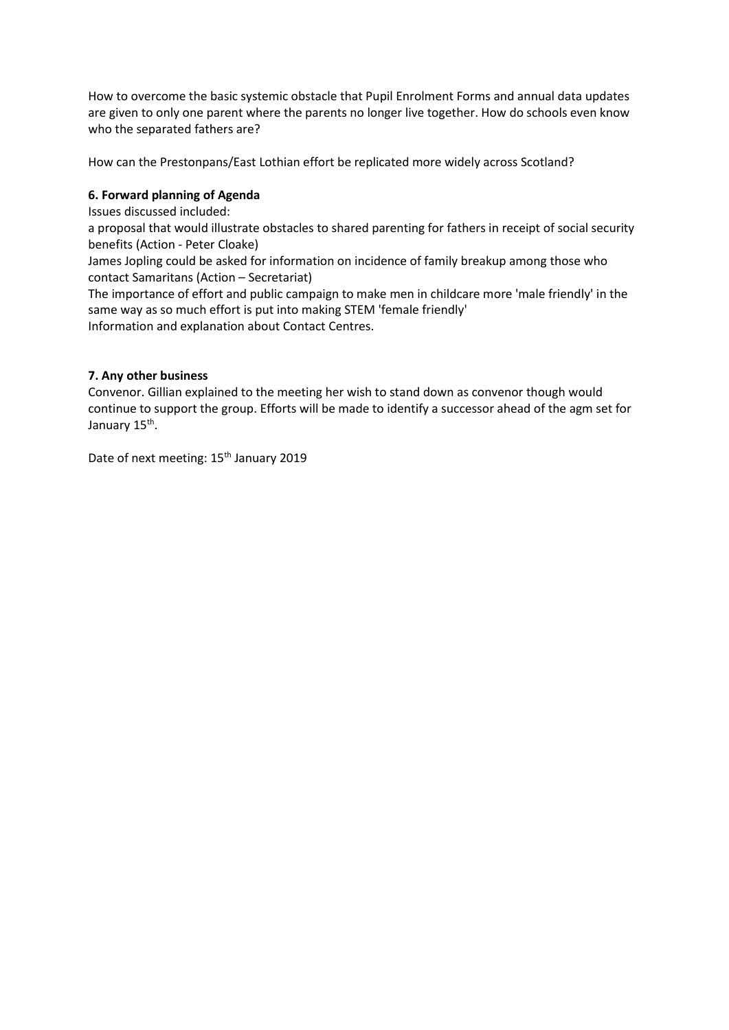How to overcome the basic systemic obstacle that Pupil Enrolment Forms and annual data updates are given to only one parent where the parents no longer live together. How do schools even know who the separated fathers are?

How can the Prestonpans/East Lothian effort be replicated more widely across Scotland?

**6. Forward planning of Agenda**

Issues discussed included:

a proposal that would illustrate obstacles to shared parenting for fathers in receipt of social security benefits (Action - Peter Cloake)

James Jopling could be asked for information on incidence of family breakup among those who contact Samaritans (Action – Secretariat)

The importance of effort and public campaign to make men in childcare more 'male friendly' in the same way as so much effort is put into making STEM 'female friendly'

Information and explanation about Contact Centres.

**7. Any other business**

Convenor. Gillian explained to the meeting her wish to stand down as convenor though would continue to support the group. Efforts will be made to identify a successor ahead of the agm set for January 15th.

Date of next meeting: 15th January 2019